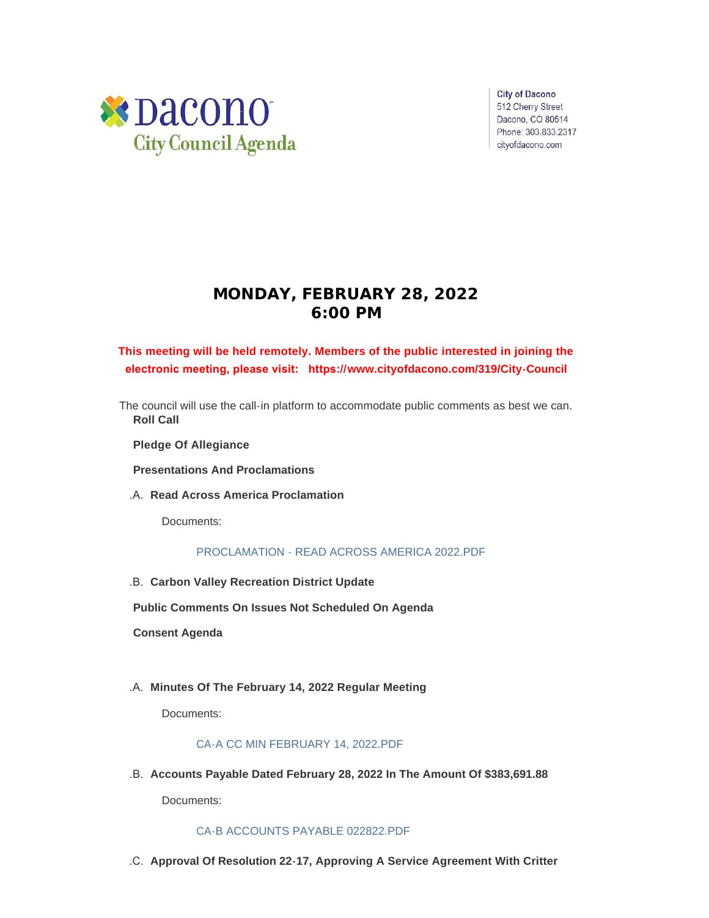# Dacono City Council Agenda

City of Dacono
512 Cherry Street
Dacono, CO 80514
Phone: 303.833.2317
cityofdacono.com

## MONDAY, FEBRUARY 28, 2022
## 6:00 PM

**This meeting will be held remotely. Members of the public interested in joining the electronic meeting, please visit: https://www.cityofdacono.com/319/City-Council**

The council will use the call-in platform to accommodate public comments as best we can.

**Roll Call**

**Pledge Of Allegiance**

**Presentations And Proclamations**

.A. **Read Across America Proclamation**

Documents:

PROCLAMATION - READ ACROSS AMERICA 2022.PDF

.B. **Carbon Valley Recreation District Update**

**Public Comments On Issues Not Scheduled On Agenda**

**Consent Agenda**

.A. **Minutes Of The February 14, 2022 Regular Meeting**

Documents:

CA-A CC MIN FEBRUARY 14, 2022.PDF

.B. **Accounts Payable Dated February 28, 2022 In The Amount Of $383,691.88**

Documents:

CA-B ACCOUNTS PAYABLE 022822.PDF

.C. **Approval Of Resolution 22-17, Approving A Service Agreement With Critter**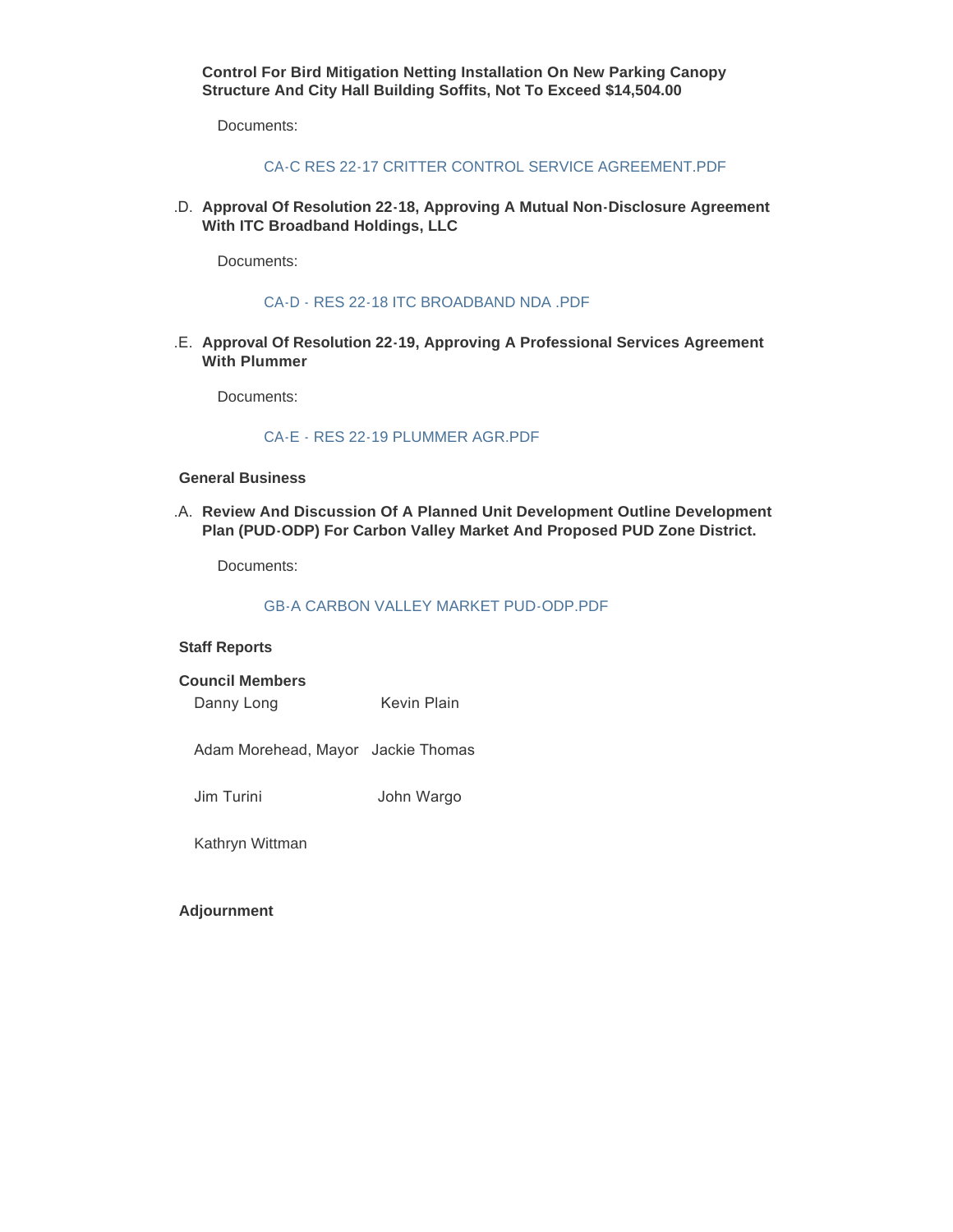**Control For Bird Mitigation Netting Installation On New Parking Canopy Structure And City Hall Building Soffits, Not To Exceed $14,504.00**

Documents:

CA-C RES 22-17 CRITTER CONTROL SERVICE AGREEMENT.PDF

.D. **Approval Of Resolution 22-18, Approving A Mutual Non-Disclosure Agreement With ITC Broadband Holdings, LLC**

Documents:

CA-D - RES 22-18 ITC BROADBAND NDA .PDF

.E. **Approval Of Resolution 22-19, Approving A Professional Services Agreement With Plummer**

Documents:

CA-E - RES 22-19 PLUMMER AGR.PDF

**General Business**

.A. **Review And Discussion Of A Planned Unit Development Outline Development Plan (PUD-ODP) For Carbon Valley Market And Proposed PUD Zone District.**

Documents:

GB-A CARBON VALLEY MARKET PUD-ODP.PDF

**Staff Reports**

**Council Members**

Danny Long  
Kevin Plain

Adam Morehead, Mayor  
Jackie Thomas

Jim Turini  
John Wargo

Kathryn Wittman

**Adjournment**